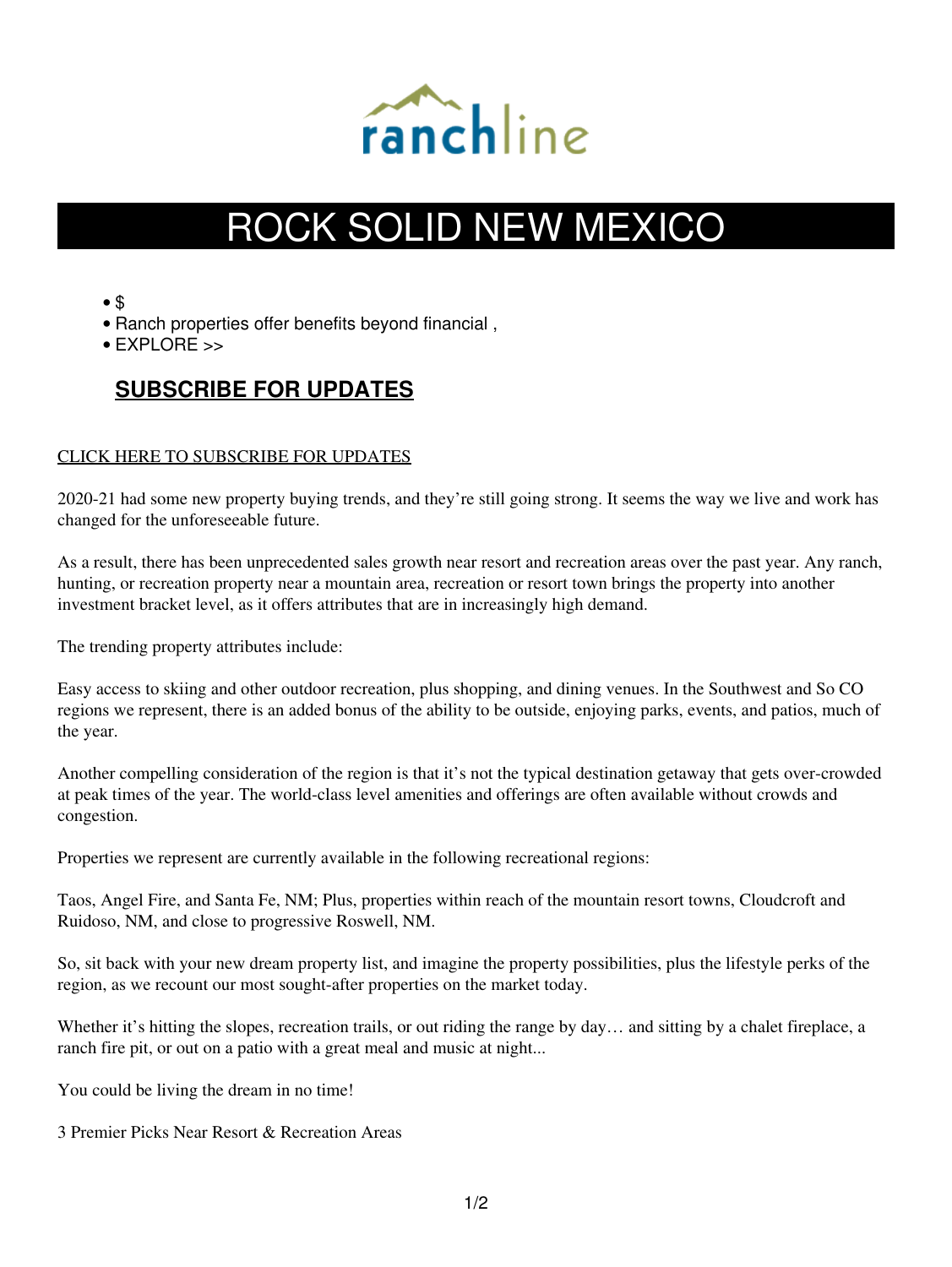ranchline

# ROCK SOLID NEW MEXICO

- $
- Ranch properties offer benefits beyond financial ,
- EXPLORE >>

## SUBSCRIBE FOR UPDATES

CLICK HERE TO SUBSCRIBE FOR UPDATES

2020-21 had some new property buying trends, and they're still going strong. It seems the way we live and work has changed for the unforeseeable future.

As a result, there has been unprecedented sales growth near resort and recreation areas over the past year. Any ranch, hunting, or recreation property near a mountain area, recreation or resort town brings the property into another investment bracket level, as it offers attributes that are in increasingly high demand.

The trending property attributes include:

Easy access to skiing and other outdoor recreation, plus shopping, and dining venues. In the Southwest and So CO regions we represent, there is an added bonus of the ability to be outside, enjoying parks, events, and patios, much of the year.

Another compelling consideration of the region is that it's not the typical destination getaway that gets over-crowded at peak times of the year. The world-class level amenities and offerings are often available without crowds and congestion.

Properties we represent are currently available in the following recreational regions:

Taos, Angel Fire, and Santa Fe, NM; Plus, properties within reach of the mountain resort towns, Cloudcroft and Ruidoso, NM, and close to progressive Roswell, NM.

So, sit back with your new dream property list, and imagine the property possibilities, plus the lifestyle perks of the region, as we recount our most sought-after properties on the market today.

Whether it's hitting the slopes, recreation trails, or out riding the range by day… and sitting by a chalet fireplace, a ranch fire pit, or out on a patio with a great meal and music at night...

You could be living the dream in no time!

3 Premier Picks Near Resort & Recreation Areas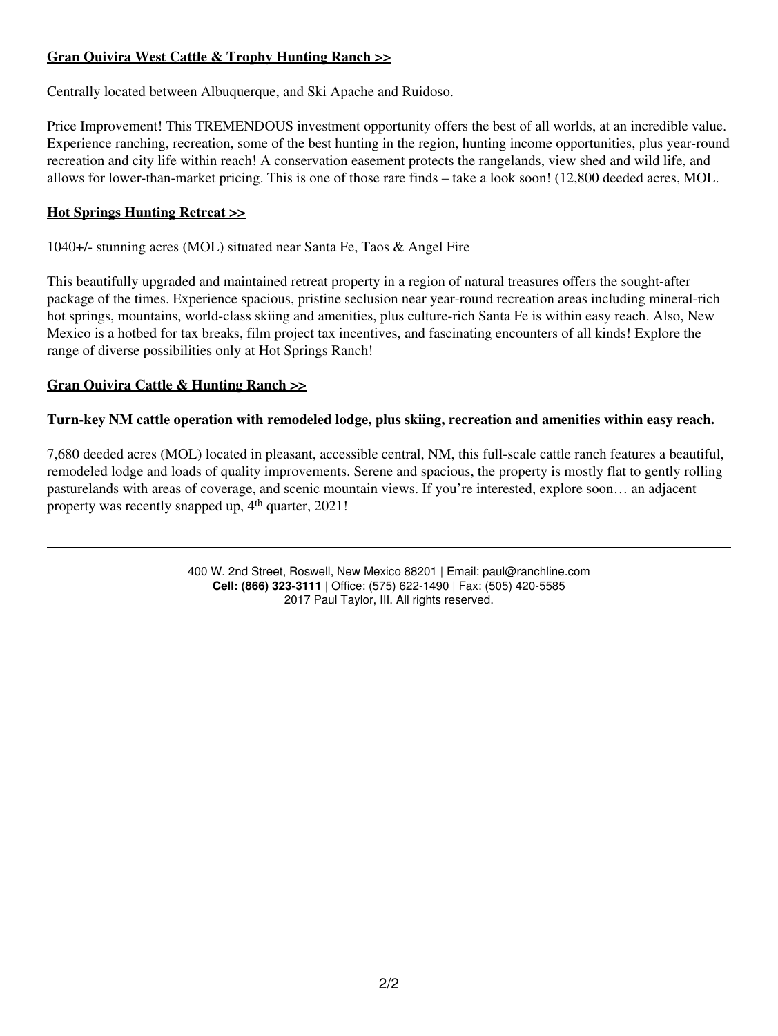## Gran Quivira West Cattle & Trophy Hunting Ranch >>

Centrally located between Albuquerque, and Ski Apache and Ruidoso.

Price Improvement! This TREMENDOUS investment opportunity offers the best of all worlds, at an incredible value. Experience ranching, recreation, some of the best hunting in the region, hunting income opportunities, plus year-round recreation and city life within reach! A conservation easement protects the rangelands, view shed and wild life, and allows for lower-than-market pricing. This is one of those rare finds – take a look soon! (12,800 deeded acres, MOL.

## Hot Springs Hunting Retreat >>

1040+/- stunning acres (MOL) situated near Santa Fe, Taos & Angel Fire

This beautifully upgraded and maintained retreat property in a region of natural treasures offers the sought-after package of the times. Experience spacious, pristine seclusion near year-round recreation areas including mineral-rich hot springs, mountains, world-class skiing and amenities, plus culture-rich Santa Fe is within easy reach. Also, New Mexico is a hotbed for tax breaks, film project tax incentives, and fascinating encounters of all kinds! Explore the range of diverse possibilities only at Hot Springs Ranch!

## Gran Quivira Cattle & Hunting Ranch >>

**Turn-key NM cattle operation with remodeled lodge, plus skiing, recreation and amenities within easy reach.**

7,680 deeded acres (MOL) located in pleasant, accessible central, NM, this full-scale cattle ranch features a beautiful, remodeled lodge and loads of quality improvements. Serene and spacious, the property is mostly flat to gently rolling pasturelands with areas of coverage, and scenic mountain views. If you're interested, explore soon… an adjacent property was recently snapped up, 4th quarter, 2021!

---

400 W. 2nd Street, Roswell, New Mexico 88201 | Email: paul@ranchline.com
**Cell: (866) 323-3111** | Office: (575) 622-1490 | Fax: (505) 420-5585
2017 Paul Taylor, III. All rights reserved.